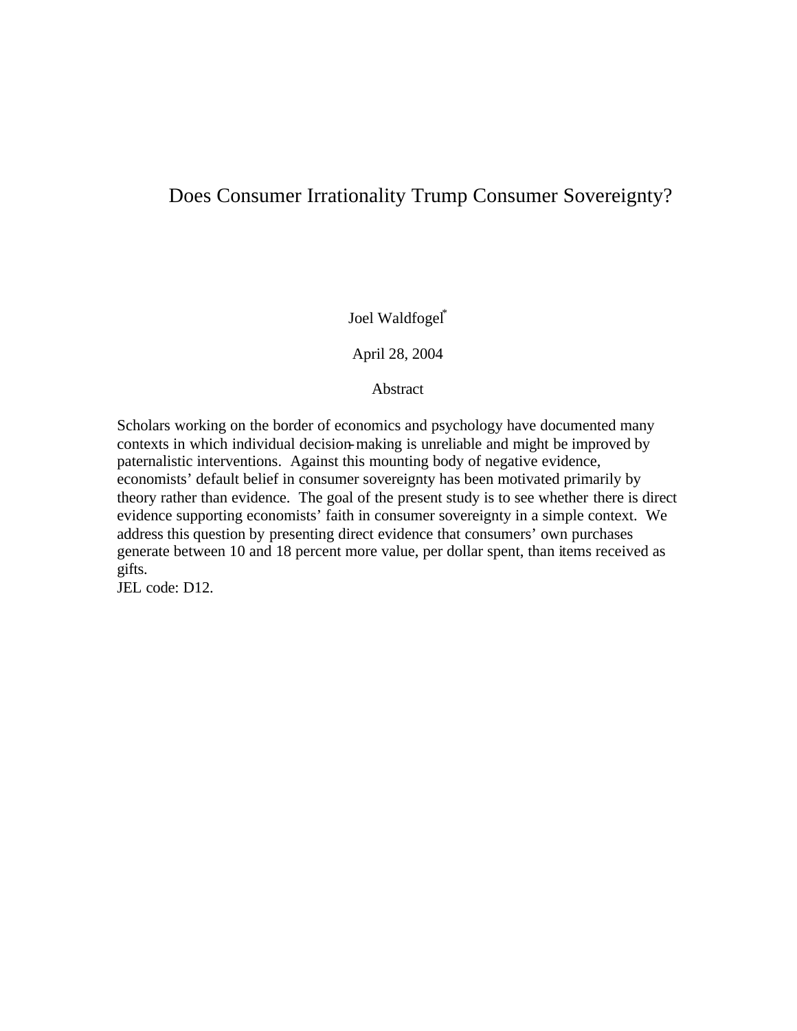# Does Consumer Irrationality Trump Consumer Sovereignty?

Joel Waldfogel[*]

April 28, 2004

Abstract

Scholars working on the border of economics and psychology have documented many contexts in which individual decision-making is unreliable and might be improved by paternalistic interventions. Against this mounting body of negative evidence, economists' default belief in consumer sovereignty has been motivated primarily by theory rather than evidence. The goal of the present study is to see whether there is direct evidence supporting economists' faith in consumer sovereignty in a simple context. We address this question by presenting direct evidence that consumers' own purchases generate between 10 and 18 percent more value, per dollar spent, than items received as gifts.

JEL code: D12.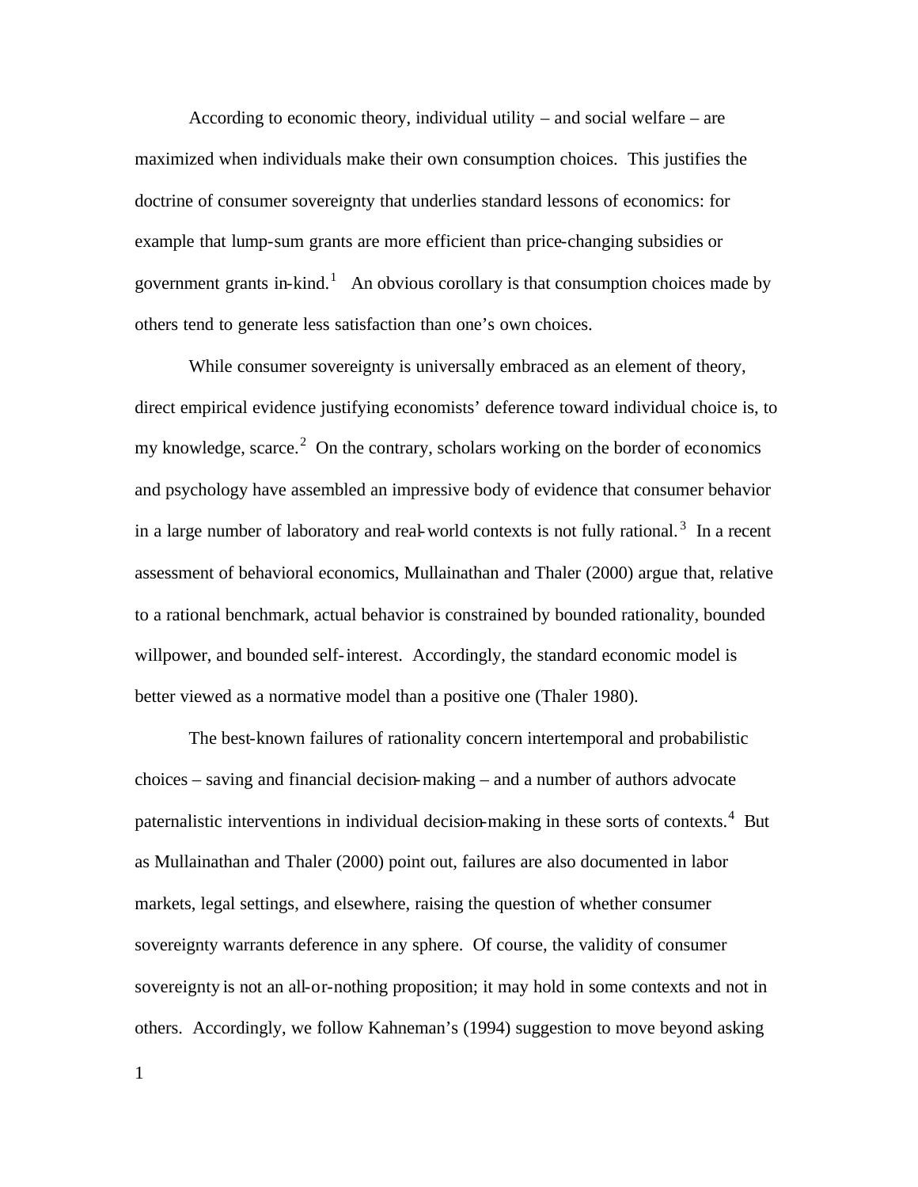According to economic theory, individual utility – and social welfare – are maximized when individuals make their own consumption choices. This justifies the doctrine of consumer sovereignty that underlies standard lessons of economics: for example that lump-sum grants are more efficient than price-changing subsidies or government grants in-kind.[1] An obvious corollary is that consumption choices made by others tend to generate less satisfaction than one's own choices.

While consumer sovereignty is universally embraced as an element of theory, direct empirical evidence justifying economists' deference toward individual choice is, to my knowledge, scarce.[2] On the contrary, scholars working on the border of economics and psychology have assembled an impressive body of evidence that consumer behavior in a large number of laboratory and real-world contexts is not fully rational.[3] In a recent assessment of behavioral economics, Mullainathan and Thaler (2000) argue that, relative to a rational benchmark, actual behavior is constrained by bounded rationality, bounded willpower, and bounded self-interest. Accordingly, the standard economic model is better viewed as a normative model than a positive one (Thaler 1980).

The best-known failures of rationality concern intertemporal and probabilistic choices – saving and financial decision-making – and a number of authors advocate paternalistic interventions in individual decision-making in these sorts of contexts.[4] But as Mullainathan and Thaler (2000) point out, failures are also documented in labor markets, legal settings, and elsewhere, raising the question of whether consumer sovereignty warrants deference in any sphere. Of course, the validity of consumer sovereignty is not an all-or-nothing proposition; it may hold in some contexts and not in others. Accordingly, we follow Kahneman's (1994) suggestion to move beyond asking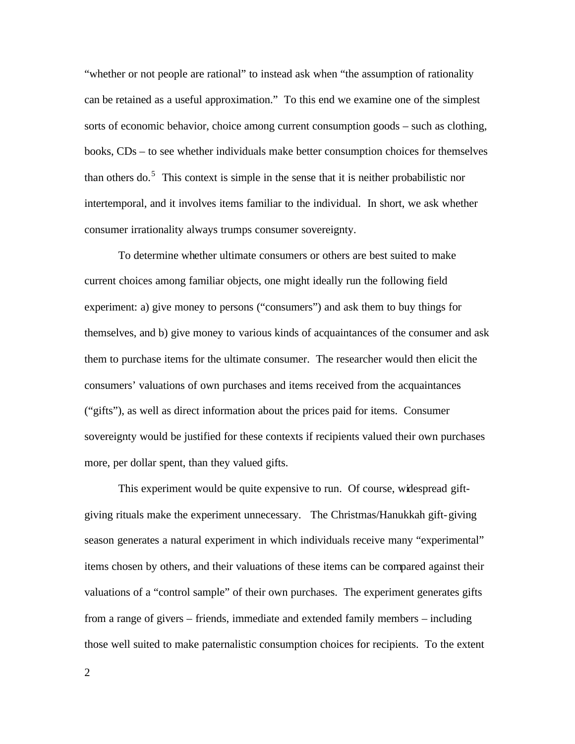"whether or not people are rational" to instead ask when "the assumption of rationality can be retained as a useful approximation." To this end we examine one of the simplest sorts of economic behavior, choice among current consumption goods – such as clothing, books, CDs – to see whether individuals make better consumption choices for themselves than others do.[5] This context is simple in the sense that it is neither probabilistic nor intertemporal, and it involves items familiar to the individual. In short, we ask whether consumer irrationality always trumps consumer sovereignty.

To determine whether ultimate consumers or others are best suited to make current choices among familiar objects, one might ideally run the following field experiment: a) give money to persons ("consumers") and ask them to buy things for themselves, and b) give money to various kinds of acquaintances of the consumer and ask them to purchase items for the ultimate consumer. The researcher would then elicit the consumers' valuations of own purchases and items received from the acquaintances ("gifts"), as well as direct information about the prices paid for items. Consumer sovereignty would be justified for these contexts if recipients valued their own purchases more, per dollar spent, than they valued gifts.

This experiment would be quite expensive to run. Of course, widespread gift-giving rituals make the experiment unnecessary. The Christmas/Hanukkah gift-giving season generates a natural experiment in which individuals receive many "experimental" items chosen by others, and their valuations of these items can be compared against their valuations of a "control sample" of their own purchases. The experiment generates gifts from a range of givers – friends, immediate and extended family members – including those well suited to make paternalistic consumption choices for recipients. To the extent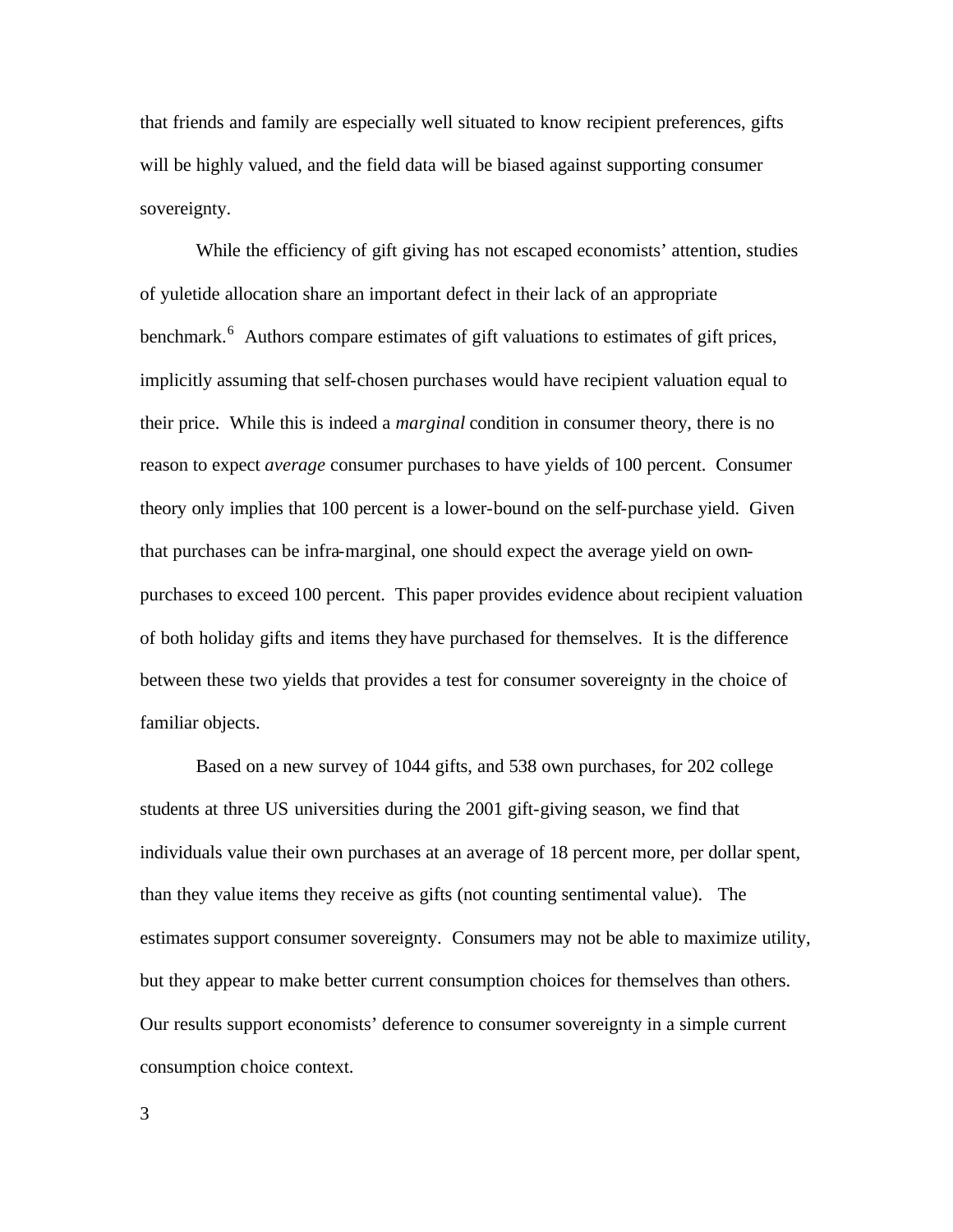that friends and family are especially well situated to know recipient preferences, gifts will be highly valued, and the field data will be biased against supporting consumer sovereignty.

While the efficiency of gift giving has not escaped economists' attention, studies of yuletide allocation share an important defect in their lack of an appropriate benchmark.[6] Authors compare estimates of gift valuations to estimates of gift prices, implicitly assuming that self-chosen purchases would have recipient valuation equal to their price. While this is indeed a *marginal* condition in consumer theory, there is no reason to expect *average* consumer purchases to have yields of 100 percent. Consumer theory only implies that 100 percent is a lower-bound on the self-purchase yield. Given that purchases can be infra-marginal, one should expect the average yield on own-purchases to exceed 100 percent. This paper provides evidence about recipient valuation of both holiday gifts and items they have purchased for themselves. It is the difference between these two yields that provides a test for consumer sovereignty in the choice of familiar objects.

Based on a new survey of 1044 gifts, and 538 own purchases, for 202 college students at three US universities during the 2001 gift-giving season, we find that individuals value their own purchases at an average of 18 percent more, per dollar spent, than they value items they receive as gifts (not counting sentimental value). The estimates support consumer sovereignty. Consumers may not be able to maximize utility, but they appear to make better current consumption choices for themselves than others. Our results support economists' deference to consumer sovereignty in a simple current consumption choice context.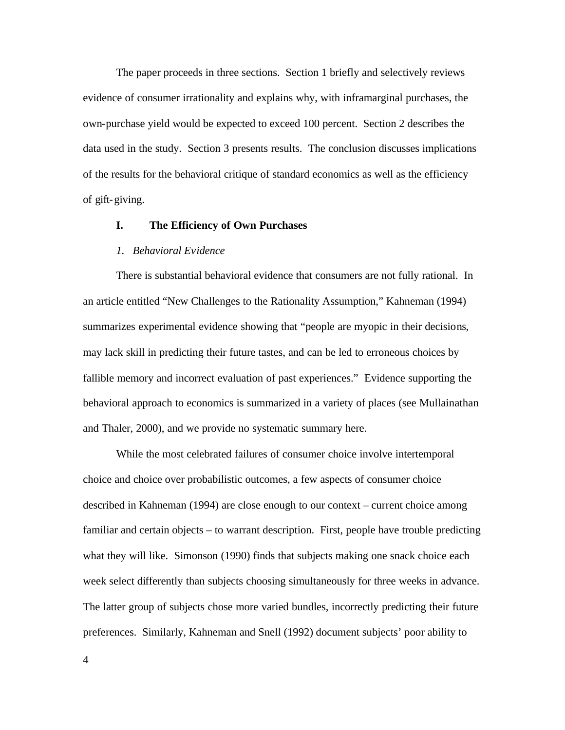The paper proceeds in three sections. Section 1 briefly and selectively reviews evidence of consumer irrationality and explains why, with inframarginal purchases, the own-purchase yield would be expected to exceed 100 percent. Section 2 describes the data used in the study. Section 3 presents results. The conclusion discusses implications of the results for the behavioral critique of standard economics as well as the efficiency of gift-giving.

## I. The Efficiency of Own Purchases

### *1. Behavioral Evidence*

There is substantial behavioral evidence that consumers are not fully rational. In an article entitled "New Challenges to the Rationality Assumption," Kahneman (1994) summarizes experimental evidence showing that "people are myopic in their decisions, may lack skill in predicting their future tastes, and can be led to erroneous choices by fallible memory and incorrect evaluation of past experiences." Evidence supporting the behavioral approach to economics is summarized in a variety of places (see Mullainathan and Thaler, 2000), and we provide no systematic summary here.

While the most celebrated failures of consumer choice involve intertemporal choice and choice over probabilistic outcomes, a few aspects of consumer choice described in Kahneman (1994) are close enough to our context – current choice among familiar and certain objects – to warrant description. First, people have trouble predicting what they will like. Simonson (1990) finds that subjects making one snack choice each week select differently than subjects choosing simultaneously for three weeks in advance. The latter group of subjects chose more varied bundles, incorrectly predicting their future preferences. Similarly, Kahneman and Snell (1992) document subjects' poor ability to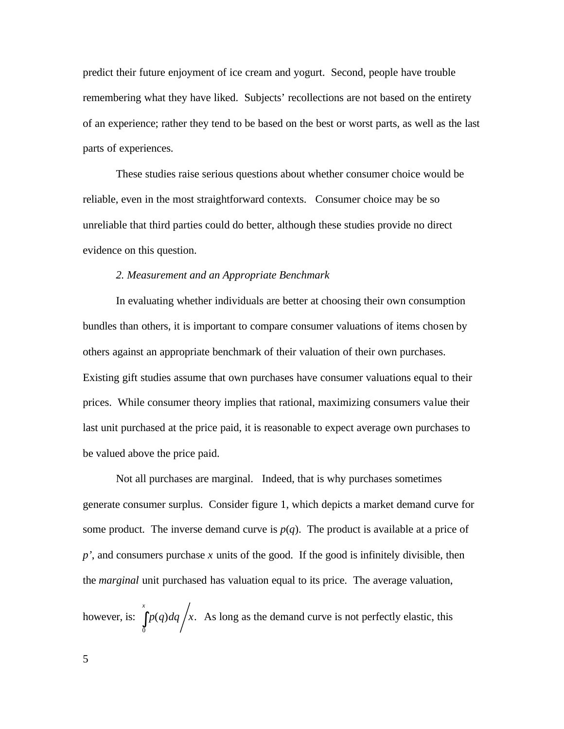predict their future enjoyment of ice cream and yogurt. Second, people have trouble remembering what they have liked. Subjects' recollections are not based on the entirety of an experience; rather they tend to be based on the best or worst parts, as well as the last parts of experiences.

These studies raise serious questions about whether consumer choice would be reliable, even in the most straightforward contexts. Consumer choice may be so unreliable that third parties could do better, although these studies provide no direct evidence on this question.

*2. Measurement and an Appropriate Benchmark*

In evaluating whether individuals are better at choosing their own consumption bundles than others, it is important to compare consumer valuations of items chosen by others against an appropriate benchmark of their valuation of their own purchases. Existing gift studies assume that own purchases have consumer valuations equal to their prices. While consumer theory implies that rational, maximizing consumers value their last unit purchased at the price paid, it is reasonable to expect average own purchases to be valued above the price paid.

Not all purchases are marginal. Indeed, that is why purchases sometimes generate consumer surplus. Consider figure 1, which depicts a market demand curve for some product. The inverse demand curve is $p(q)$. The product is available at a price of $p'$, and consumers purchase $x$ units of the good. If the good is infinitely divisible, then the *marginal* unit purchased has valuation equal to its price. The average valuation, however, is: $\int_0^x p(q)dq \Big/ x$. As long as the demand curve is not perfectly elastic, this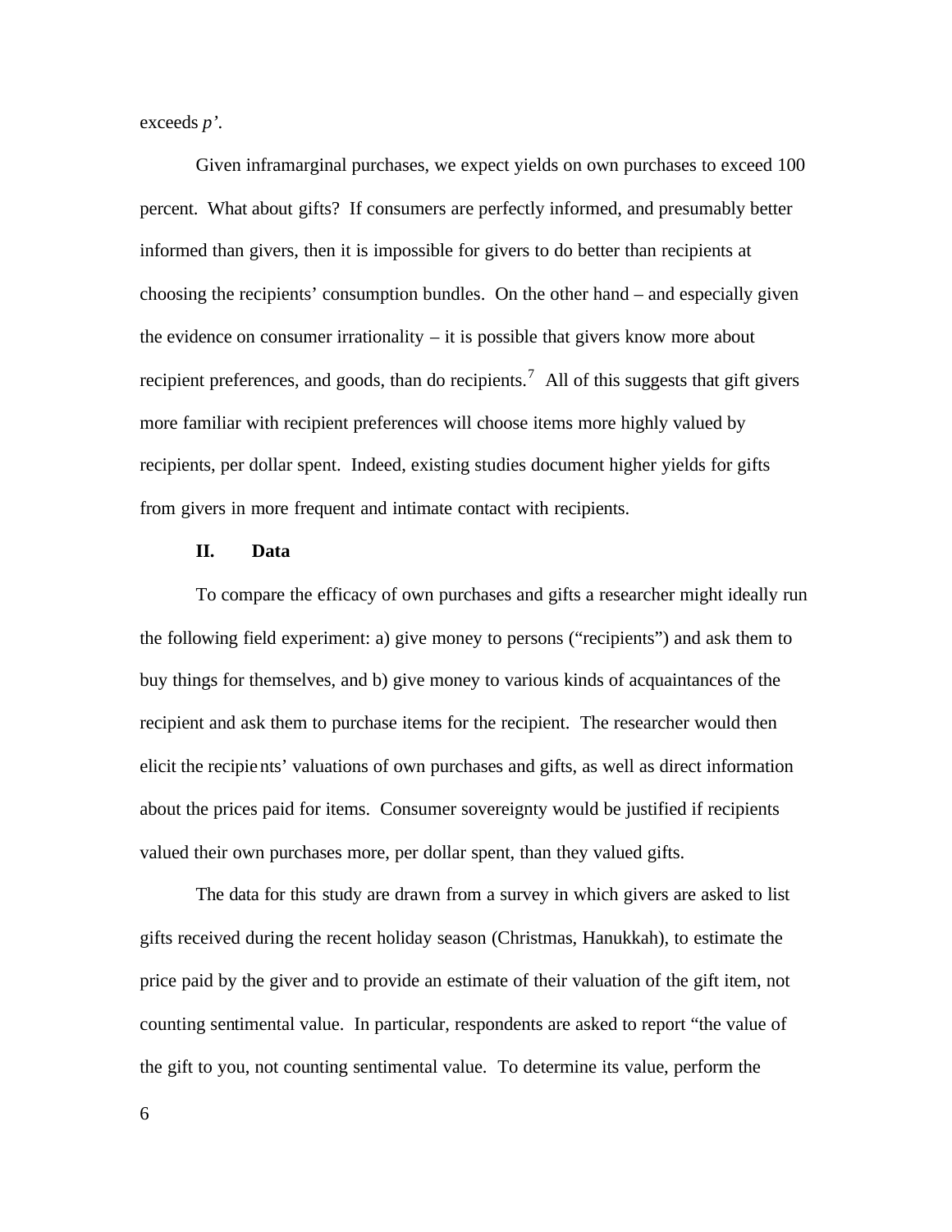exceeds *p'*.

Given inframarginal purchases, we expect yields on own purchases to exceed 100 percent. What about gifts? If consumers are perfectly informed, and presumably better informed than givers, then it is impossible for givers to do better than recipients at choosing the recipients' consumption bundles. On the other hand – and especially given the evidence on consumer irrationality – it is possible that givers know more about recipient preferences, and goods, than do recipients.[7] All of this suggests that gift givers more familiar with recipient preferences will choose items more highly valued by recipients, per dollar spent. Indeed, existing studies document higher yields for gifts from givers in more frequent and intimate contact with recipients.

## II. Data

To compare the efficacy of own purchases and gifts a researcher might ideally run the following field experiment: a) give money to persons ("recipients") and ask them to buy things for themselves, and b) give money to various kinds of acquaintances of the recipient and ask them to purchase items for the recipient. The researcher would then elicit the recipients' valuations of own purchases and gifts, as well as direct information about the prices paid for items. Consumer sovereignty would be justified if recipients valued their own purchases more, per dollar spent, than they valued gifts.

The data for this study are drawn from a survey in which givers are asked to list gifts received during the recent holiday season (Christmas, Hanukkah), to estimate the price paid by the giver and to provide an estimate of their valuation of the gift item, not counting sentimental value. In particular, respondents are asked to report "the value of the gift to you, not counting sentimental value. To determine its value, perform the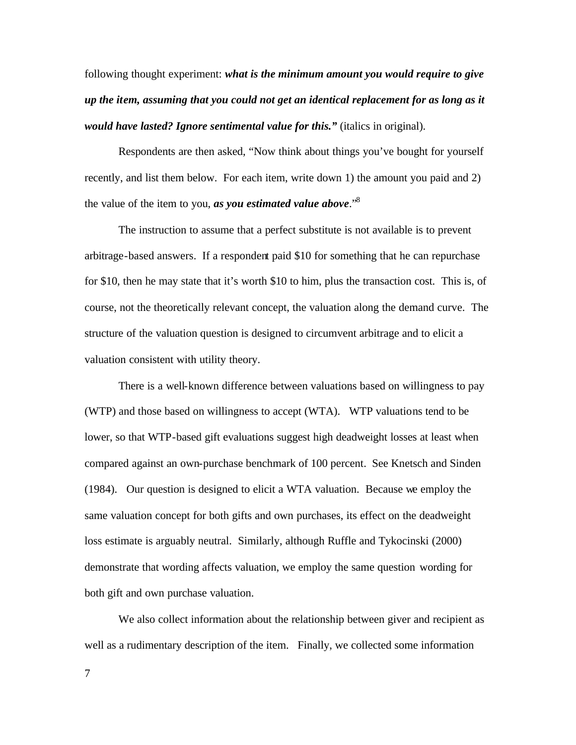following thought experiment: ***what is the minimum amount you would require to give up the item, assuming that you could not get an identical replacement for as long as it would have lasted? Ignore sentimental value for this."*** (italics in original).

Respondents are then asked, "Now think about things you've bought for yourself recently, and list them below. For each item, write down 1) the amount you paid and 2) the value of the item to you, ***as you estimated value above***."[8]

The instruction to assume that a perfect substitute is not available is to prevent arbitrage-based answers. If a respondent paid $10 for something that he can repurchase for $10, then he may state that it's worth $10 to him, plus the transaction cost. This is, of course, not the theoretically relevant concept, the valuation along the demand curve. The structure of the valuation question is designed to circumvent arbitrage and to elicit a valuation consistent with utility theory.

There is a well-known difference between valuations based on willingness to pay (WTP) and those based on willingness to accept (WTA). WTP valuations tend to be lower, so that WTP-based gift evaluations suggest high deadweight losses at least when compared against an own-purchase benchmark of 100 percent. See Knetsch and Sinden (1984). Our question is designed to elicit a WTA valuation. Because we employ the same valuation concept for both gifts and own purchases, its effect on the deadweight loss estimate is arguably neutral. Similarly, although Ruffle and Tykocinski (2000) demonstrate that wording affects valuation, we employ the same question wording for both gift and own purchase valuation.

We also collect information about the relationship between giver and recipient as well as a rudimentary description of the item. Finally, we collected some information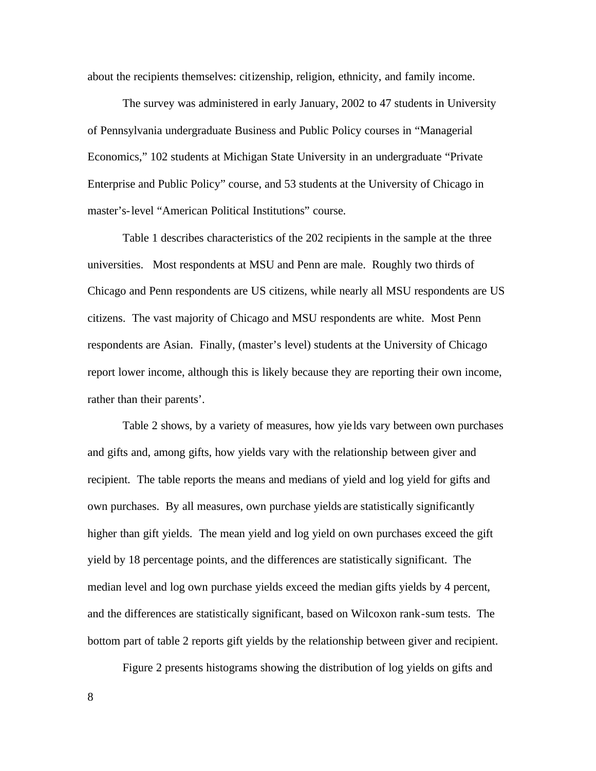about the recipients themselves: citizenship, religion, ethnicity, and family income.

The survey was administered in early January, 2002 to 47 students in University of Pennsylvania undergraduate Business and Public Policy courses in "Managerial Economics," 102 students at Michigan State University in an undergraduate "Private Enterprise and Public Policy" course, and 53 students at the University of Chicago in master's-level "American Political Institutions" course.

Table 1 describes characteristics of the 202 recipients in the sample at the three universities. Most respondents at MSU and Penn are male. Roughly two thirds of Chicago and Penn respondents are US citizens, while nearly all MSU respondents are US citizens. The vast majority of Chicago and MSU respondents are white. Most Penn respondents are Asian. Finally, (master's level) students at the University of Chicago report lower income, although this is likely because they are reporting their own income, rather than their parents'.

Table 2 shows, by a variety of measures, how yields vary between own purchases and gifts and, among gifts, how yields vary with the relationship between giver and recipient. The table reports the means and medians of yield and log yield for gifts and own purchases. By all measures, own purchase yields are statistically significantly higher than gift yields. The mean yield and log yield on own purchases exceed the gift yield by 18 percentage points, and the differences are statistically significant. The median level and log own purchase yields exceed the median gifts yields by 4 percent, and the differences are statistically significant, based on Wilcoxon rank-sum tests. The bottom part of table 2 reports gift yields by the relationship between giver and recipient.

Figure 2 presents histograms showing the distribution of log yields on gifts and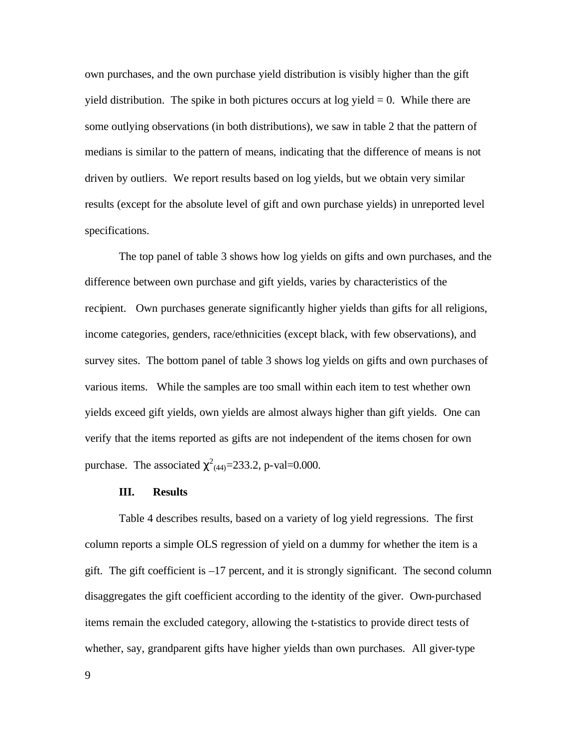own purchases, and the own purchase yield distribution is visibly higher than the gift yield distribution. The spike in both pictures occurs at log yield = 0. While there are some outlying observations (in both distributions), we saw in table 2 that the pattern of medians is similar to the pattern of means, indicating that the difference of means is not driven by outliers. We report results based on log yields, but we obtain very similar results (except for the absolute level of gift and own purchase yields) in unreported level specifications.

The top panel of table 3 shows how log yields on gifts and own purchases, and the difference between own purchase and gift yields, varies by characteristics of the recipient. Own purchases generate significantly higher yields than gifts for all religions, income categories, genders, race/ethnicities (except black, with few observations), and survey sites. The bottom panel of table 3 shows log yields on gifts and own purchases of various items. While the samples are too small within each item to test whether own yields exceed gift yields, own yields are almost always higher than gift yields. One can verify that the items reported as gifts are not independent of the items chosen for own purchase. The associated $\chi^2_{(44)}=233.2$, p-val=0.000.

## III. Results

Table 4 describes results, based on a variety of log yield regressions. The first column reports a simple OLS regression of yield on a dummy for whether the item is a gift. The gift coefficient is –17 percent, and it is strongly significant. The second column disaggregates the gift coefficient according to the identity of the giver. Own-purchased items remain the excluded category, allowing the t-statistics to provide direct tests of whether, say, grandparent gifts have higher yields than own purchases. All giver-type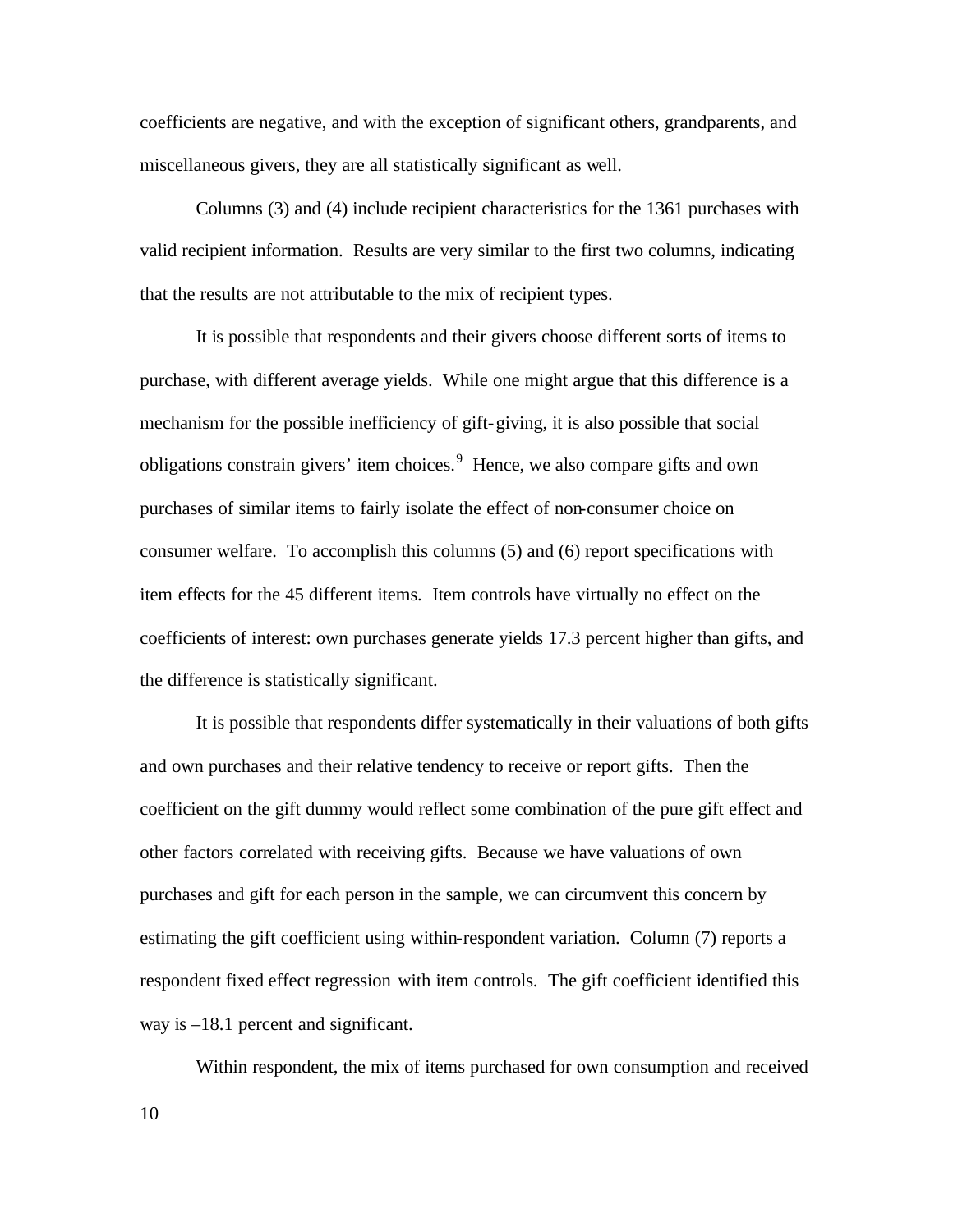coefficients are negative, and with the exception of significant others, grandparents, and miscellaneous givers, they are all statistically significant as well.

Columns (3) and (4) include recipient characteristics for the 1361 purchases with valid recipient information. Results are very similar to the first two columns, indicating that the results are not attributable to the mix of recipient types.

It is possible that respondents and their givers choose different sorts of items to purchase, with different average yields. While one might argue that this difference is a mechanism for the possible inefficiency of gift-giving, it is also possible that social obligations constrain givers' item choices.[9] Hence, we also compare gifts and own purchases of similar items to fairly isolate the effect of non-consumer choice on consumer welfare. To accomplish this columns (5) and (6) report specifications with item effects for the 45 different items. Item controls have virtually no effect on the coefficients of interest: own purchases generate yields 17.3 percent higher than gifts, and the difference is statistically significant.

It is possible that respondents differ systematically in their valuations of both gifts and own purchases and their relative tendency to receive or report gifts. Then the coefficient on the gift dummy would reflect some combination of the pure gift effect and other factors correlated with receiving gifts. Because we have valuations of own purchases and gift for each person in the sample, we can circumvent this concern by estimating the gift coefficient using within-respondent variation. Column (7) reports a respondent fixed effect regression with item controls. The gift coefficient identified this way is –18.1 percent and significant.

Within respondent, the mix of items purchased for own consumption and received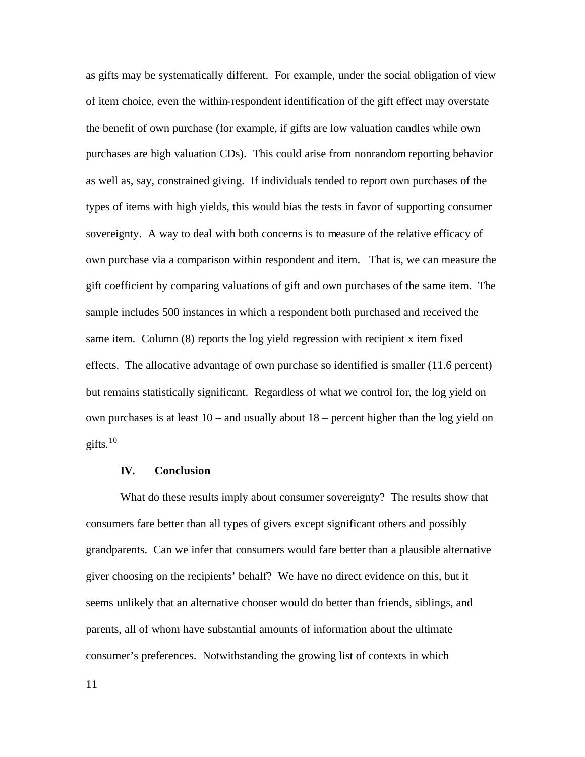as gifts may be systematically different. For example, under the social obligation of view of item choice, even the within-respondent identification of the gift effect may overstate the benefit of own purchase (for example, if gifts are low valuation candles while own purchases are high valuation CDs). This could arise from nonrandom reporting behavior as well as, say, constrained giving. If individuals tended to report own purchases of the types of items with high yields, this would bias the tests in favor of supporting consumer sovereignty. A way to deal with both concerns is to measure of the relative efficacy of own purchase via a comparison within respondent and item. That is, we can measure the gift coefficient by comparing valuations of gift and own purchases of the same item. The sample includes 500 instances in which a respondent both purchased and received the same item. Column (8) reports the log yield regression with recipient x item fixed effects. The allocative advantage of own purchase so identified is smaller (11.6 percent) but remains statistically significant. Regardless of what we control for, the log yield on own purchases is at least 10 – and usually about 18 – percent higher than the log yield on gifts.[10]

## IV. Conclusion

What do these results imply about consumer sovereignty? The results show that consumers fare better than all types of givers except significant others and possibly grandparents. Can we infer that consumers would fare better than a plausible alternative giver choosing on the recipients' behalf? We have no direct evidence on this, but it seems unlikely that an alternative chooser would do better than friends, siblings, and parents, all of whom have substantial amounts of information about the ultimate consumer's preferences. Notwithstanding the growing list of contexts in which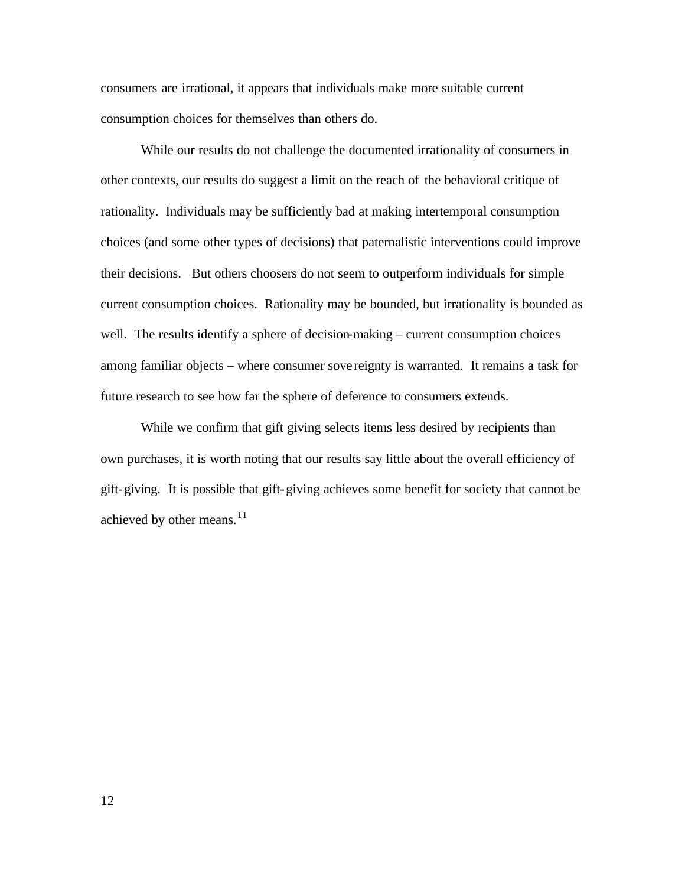consumers are irrational, it appears that individuals make more suitable current consumption choices for themselves than others do.

While our results do not challenge the documented irrationality of consumers in other contexts, our results do suggest a limit on the reach of the behavioral critique of rationality. Individuals may be sufficiently bad at making intertemporal consumption choices (and some other types of decisions) that paternalistic interventions could improve their decisions. But others choosers do not seem to outperform individuals for simple current consumption choices. Rationality may be bounded, but irrationality is bounded as well. The results identify a sphere of decision-making – current consumption choices among familiar objects – where consumer sovereignty is warranted. It remains a task for future research to see how far the sphere of deference to consumers extends.

While we confirm that gift giving selects items less desired by recipients than own purchases, it is worth noting that our results say little about the overall efficiency of gift-giving. It is possible that gift-giving achieves some benefit for society that cannot be achieved by other means.[11]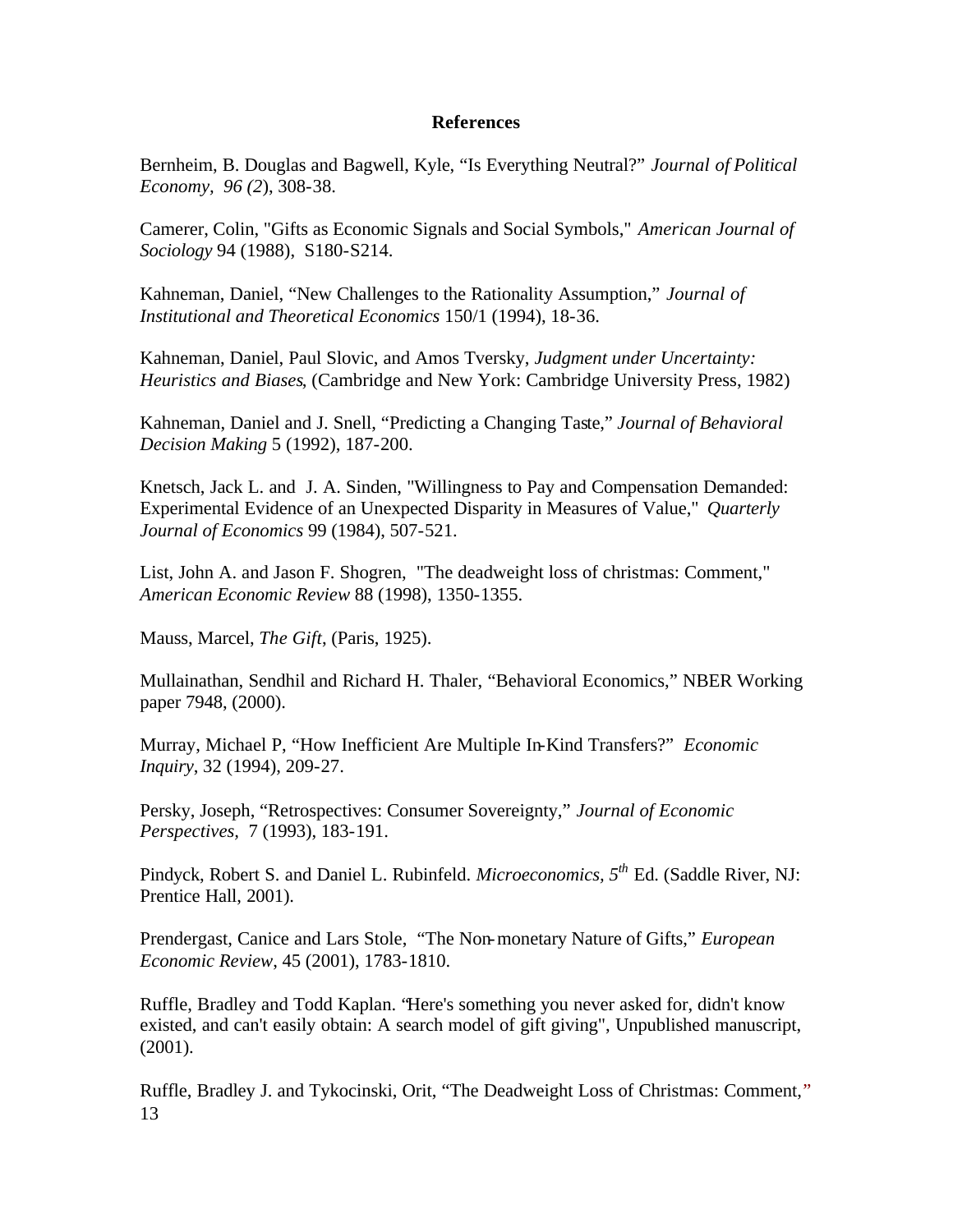**References**

Bernheim, B. Douglas and Bagwell, Kyle, "Is Everything Neutral?" *Journal of Political Economy*, *96 (2*), 308-38.

Camerer, Colin, "Gifts as Economic Signals and Social Symbols," *American Journal of Sociology* 94 (1988), S180-S214.

Kahneman, Daniel, "New Challenges to the Rationality Assumption," *Journal of Institutional and Theoretical Economics* 150/1 (1994), 18-36.

Kahneman, Daniel, Paul Slovic, and Amos Tversky, *Judgment under Uncertainty: Heuristics and Biases*, (Cambridge and New York: Cambridge University Press, 1982)

Kahneman, Daniel and J. Snell, "Predicting a Changing Taste," *Journal of Behavioral Decision Making* 5 (1992), 187-200.

Knetsch, Jack L. and J. A. Sinden, "Willingness to Pay and Compensation Demanded: Experimental Evidence of an Unexpected Disparity in Measures of Value," *Quarterly Journal of Economics* 99 (1984), 507-521.

List, John A. and Jason F. Shogren, "The deadweight loss of christmas: Comment," *American Economic Review* 88 (1998), 1350-1355.

Mauss, Marcel, *The Gift*, (Paris, 1925).

Mullainathan, Sendhil and Richard H. Thaler, "Behavioral Economics," NBER Working paper 7948, (2000).

Murray, Michael P, "How Inefficient Are Multiple In-Kind Transfers?" *Economic Inquiry*, 32 (1994), 209-27.

Persky, Joseph, "Retrospectives: Consumer Sovereignty," *Journal of Economic Perspectives*, 7 (1993), 183-191.

Pindyck, Robert S. and Daniel L. Rubinfeld. *Microeconomics, 5th* Ed. (Saddle River, NJ: Prentice Hall, 2001).

Prendergast, Canice and Lars Stole, "The Non-monetary Nature of Gifts," *European Economic Review*, 45 (2001), 1783-1810.

Ruffle, Bradley and Todd Kaplan. "Here's something you never asked for, didn't know existed, and can't easily obtain: A search model of gift giving", Unpublished manuscript, (2001).

Ruffle, Bradley J. and Tykocinski, Orit, "The Deadweight Loss of Christmas: Comment,"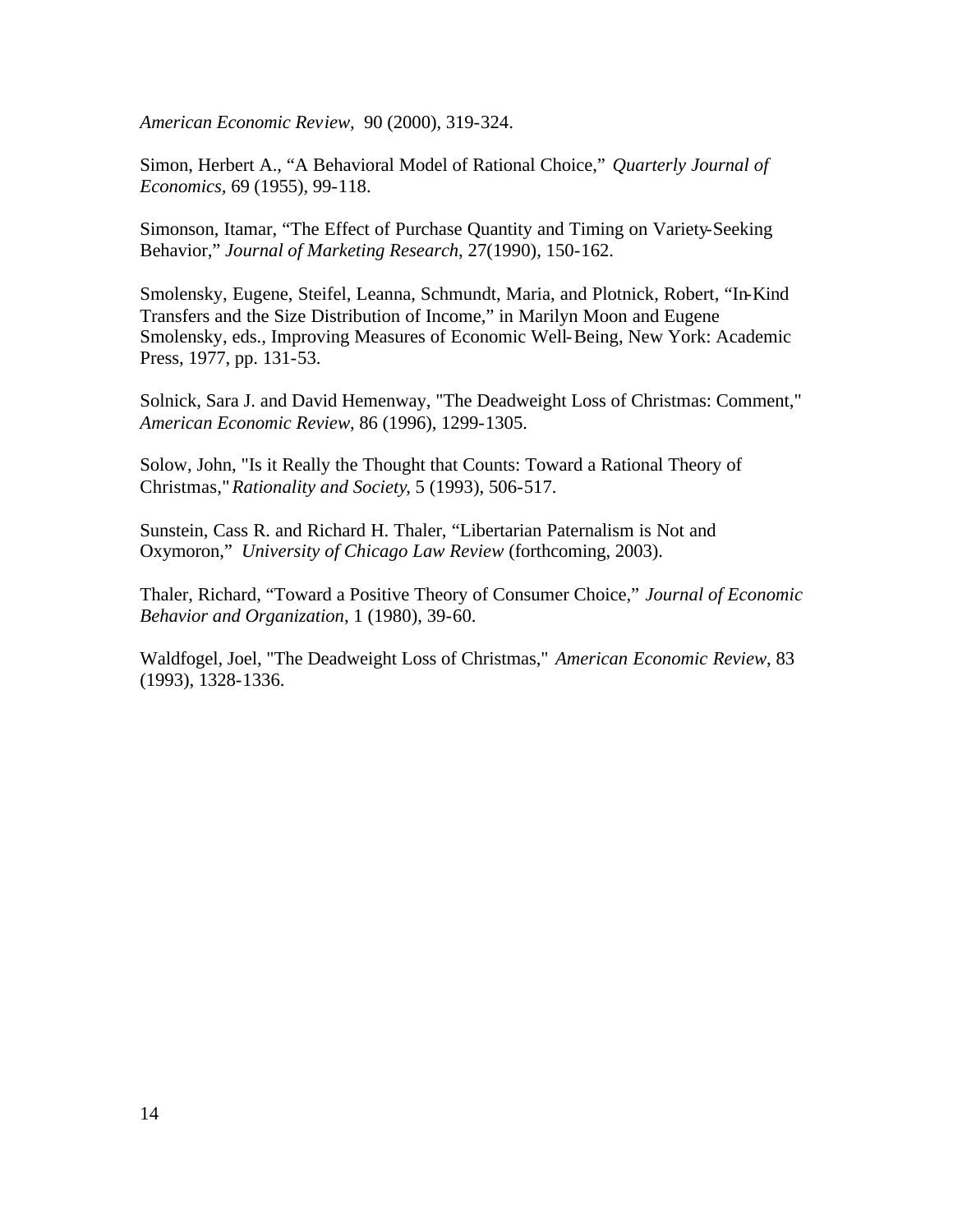*American Economic Review,* 90 (2000), 319-324.

Simon, Herbert A., "A Behavioral Model of Rational Choice," *Quarterly Journal of Economics*, 69 (1955), 99-118.

Simonson, Itamar, "The Effect of Purchase Quantity and Timing on Variety-Seeking Behavior," *Journal of Marketing Research*, 27(1990), 150-162.

Smolensky, Eugene, Steifel, Leanna, Schmundt, Maria, and Plotnick, Robert, "In-Kind Transfers and the Size Distribution of Income," in Marilyn Moon and Eugene Smolensky, eds., Improving Measures of Economic Well-Being, New York: Academic Press, 1977, pp. 131-53.

Solnick, Sara J. and David Hemenway, "The Deadweight Loss of Christmas: Comment," *American Economic Review*, 86 (1996), 1299-1305.

Solow, John, "Is it Really the Thought that Counts: Toward a Rational Theory of Christmas," *Rationality and Society*, 5 (1993), 506-517.

Sunstein, Cass R. and Richard H. Thaler, "Libertarian Paternalism is Not and Oxymoron," *University of Chicago Law Review* (forthcoming, 2003).

Thaler, Richard, "Toward a Positive Theory of Consumer Choice," *Journal of Economic Behavior and Organization*, 1 (1980), 39-60.

Waldfogel, Joel, "The Deadweight Loss of Christmas," *American Economic Review*, 83 (1993), 1328-1336.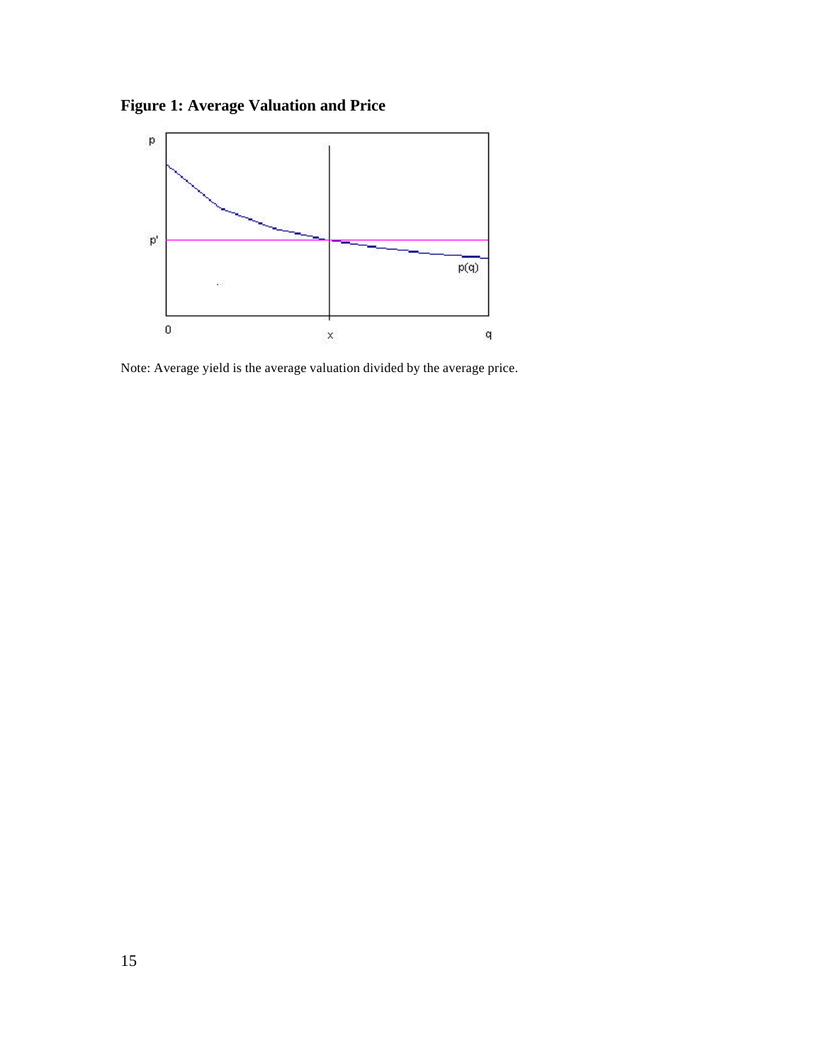**Figure 1: Average Valuation and Price**

Note: Average yield is the average valuation divided by the average price.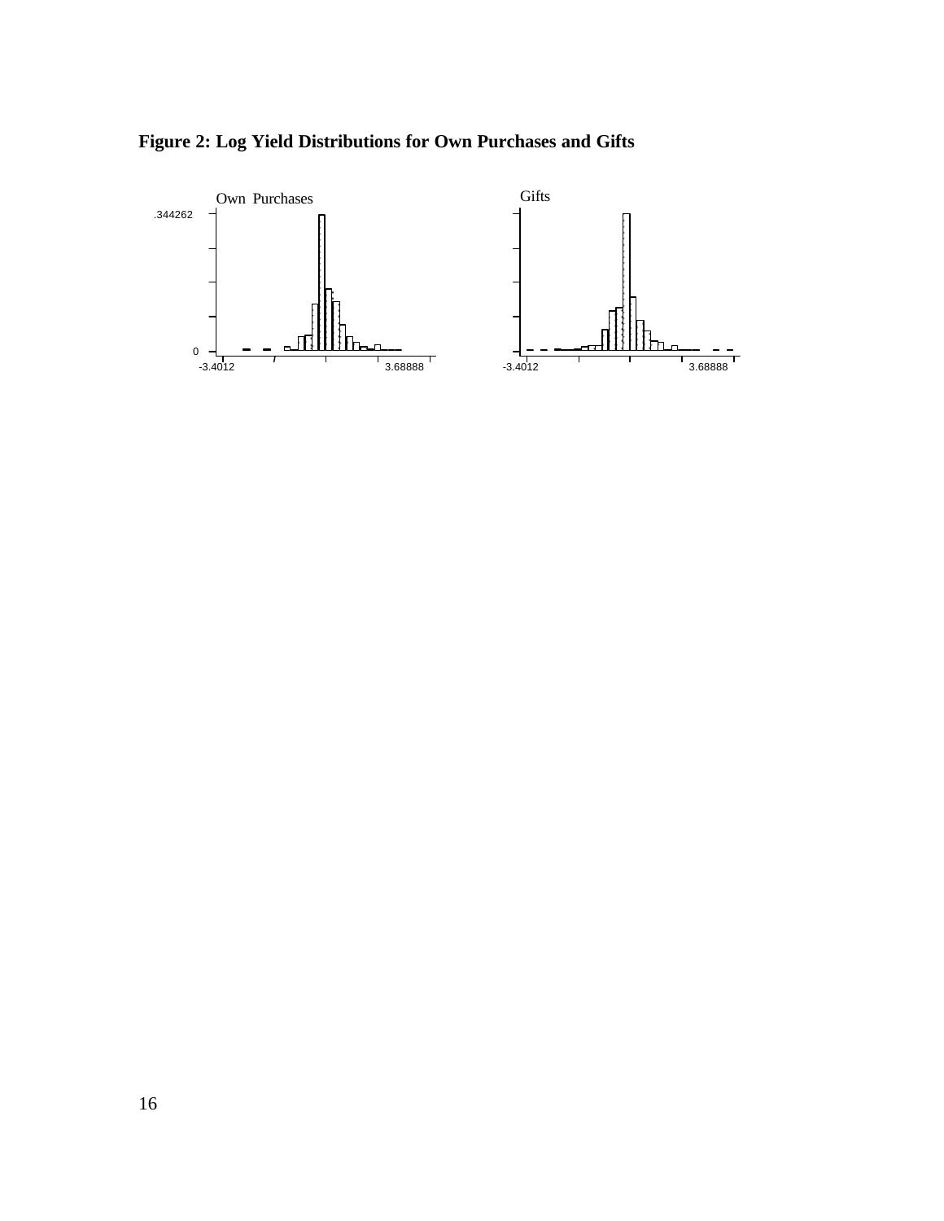**Figure 2: Log Yield Distributions for Own Purchases and Gifts**

Own Purchases

.344262

0

-3.4012

3.68888

Gifts

-3.4012

3.68888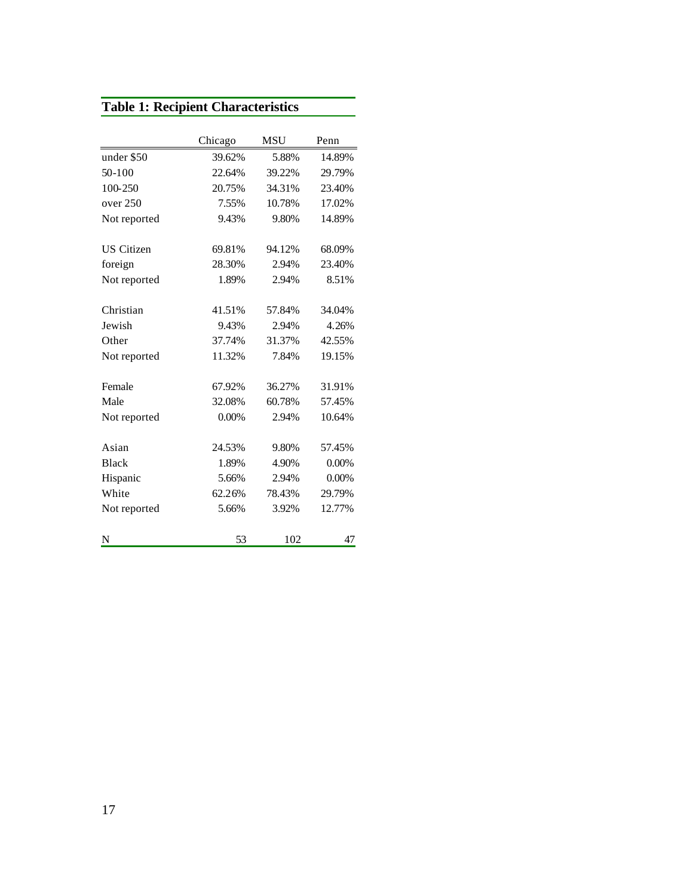## Table 1: Recipient Characteristics

| | Chicago | MSU | Penn |
|---|---|---|---|
| under $50 | 39.62% | 5.88% | 14.89% |
| 50-100 | 22.64% | 39.22% | 29.79% |
| 100-250 | 20.75% | 34.31% | 23.40% |
| over 250 | 7.55% | 10.78% | 17.02% |
| Not reported | 9.43% | 9.80% | 14.89% |
| | | | |
| US Citizen | 69.81% | 94.12% | 68.09% |
| foreign | 28.30% | 2.94% | 23.40% |
| Not reported | 1.89% | 2.94% | 8.51% |
| | | | |
| Christian | 41.51% | 57.84% | 34.04% |
| Jewish | 9.43% | 2.94% | 4.26% |
| Other | 37.74% | 31.37% | 42.55% |
| Not reported | 11.32% | 7.84% | 19.15% |
| | | | |
| Female | 67.92% | 36.27% | 31.91% |
| Male | 32.08% | 60.78% | 57.45% |
| Not reported | 0.00% | 2.94% | 10.64% |
| | | | |
| Asian | 24.53% | 9.80% | 57.45% |
| Black | 1.89% | 4.90% | 0.00% |
| Hispanic | 5.66% | 2.94% | 0.00% |
| White | 62.26% | 78.43% | 29.79% |
| Not reported | 5.66% | 3.92% | 12.77% |
| | | | |
| N | 53 | 102 | 47 |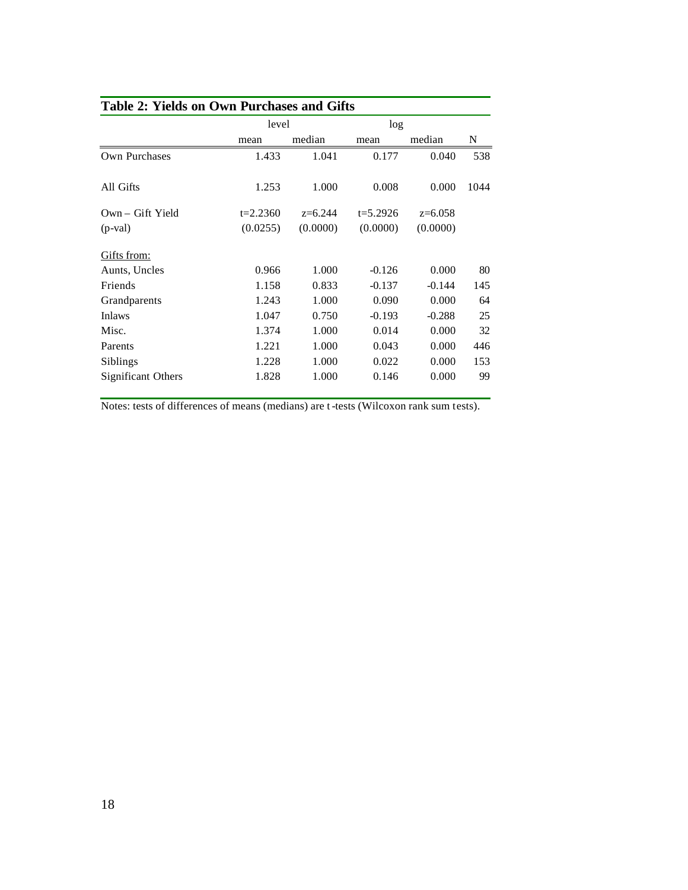**Table 2: Yields on Own Purchases and Gifts**

| | level | | log | | |
|---|---|---|---|---|---|
| | mean | median | mean | median | N |
| Own Purchases | 1.433 | 1.041 | 0.177 | 0.040 | 538 |
| All Gifts | 1.253 | 1.000 | 0.008 | 0.000 | 1044 |
| Own – Gift Yield | t=2.2360 | z=6.244 | t=5.2926 | z=6.058 | |
| (p-val) | (0.0255) | (0.0000) | (0.0000) | (0.0000) | |
| <u>Gifts from:</u> | | | | | |
| Aunts, Uncles | 0.966 | 1.000 | -0.126 | 0.000 | 80 |
| Friends | 1.158 | 0.833 | -0.137 | -0.144 | 145 |
| Grandparents | 1.243 | 1.000 | 0.090 | 0.000 | 64 |
| Inlaws | 1.047 | 0.750 | -0.193 | -0.288 | 25 |
| Misc. | 1.374 | 1.000 | 0.014 | 0.000 | 32 |
| Parents | 1.221 | 1.000 | 0.043 | 0.000 | 446 |
| Siblings | 1.228 | 1.000 | 0.022 | 0.000 | 153 |
| Significant Others | 1.828 | 1.000 | 0.146 | 0.000 | 99 |

Notes: tests of differences of means (medians) are t-tests (Wilcoxon rank sum tests).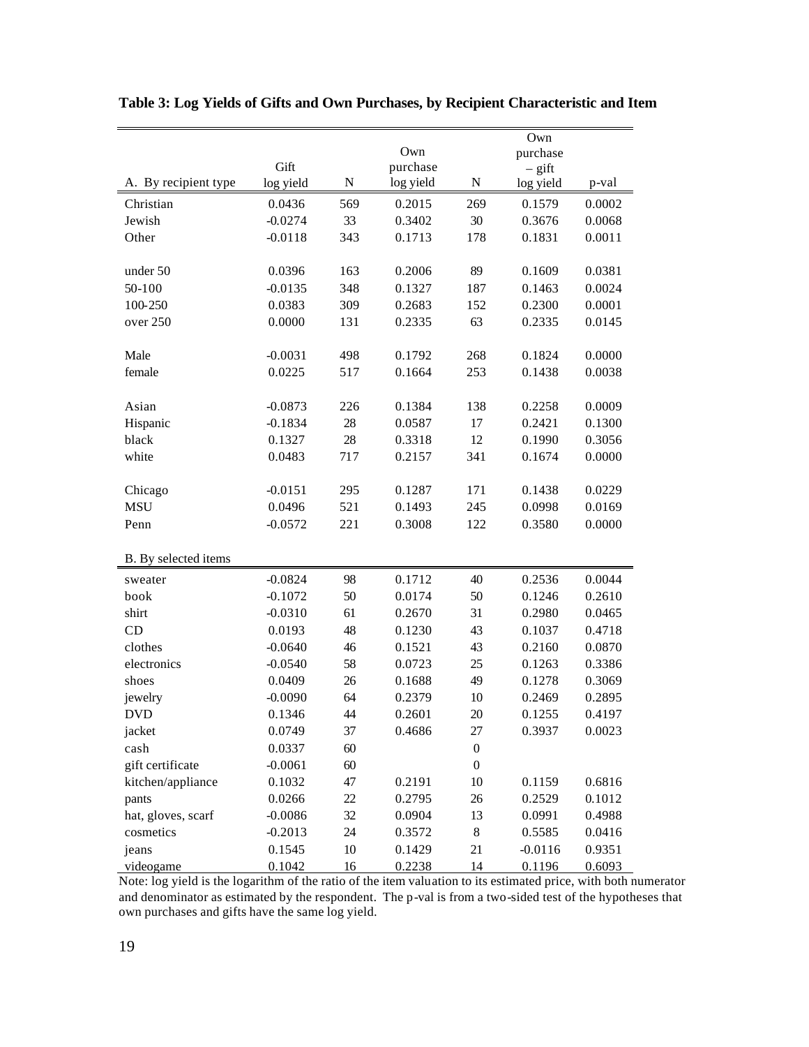**Table 3: Log Yields of Gifts and Own Purchases, by Recipient Characteristic and Item**

| A. By recipient type | Gift log yield | N | Own purchase log yield | N | Own purchase – gift log yield | p-val |
|---|---|---|---|---|---|---|
| Christian | 0.0436 | 569 | 0.2015 | 269 | 0.1579 | 0.0002 |
| Jewish | -0.0274 | 33 | 0.3402 | 30 | 0.3676 | 0.0068 |
| Other | -0.0118 | 343 | 0.1713 | 178 | 0.1831 | 0.0011 |
| | | | | | | |
| under 50 | 0.0396 | 163 | 0.2006 | 89 | 0.1609 | 0.0381 |
| 50-100 | -0.0135 | 348 | 0.1327 | 187 | 0.1463 | 0.0024 |
| 100-250 | 0.0383 | 309 | 0.2683 | 152 | 0.2300 | 0.0001 |
| over 250 | 0.0000 | 131 | 0.2335 | 63 | 0.2335 | 0.0145 |
| | | | | | | |
| Male | -0.0031 | 498 | 0.1792 | 268 | 0.1824 | 0.0000 |
| female | 0.0225 | 517 | 0.1664 | 253 | 0.1438 | 0.0038 |
| | | | | | | |
| Asian | -0.0873 | 226 | 0.1384 | 138 | 0.2258 | 0.0009 |
| Hispanic | -0.1834 | 28 | 0.0587 | 17 | 0.2421 | 0.1300 |
| black | 0.1327 | 28 | 0.3318 | 12 | 0.1990 | 0.3056 |
| white | 0.0483 | 717 | 0.2157 | 341 | 0.1674 | 0.0000 |
| | | | | | | |
| Chicago | -0.0151 | 295 | 0.1287 | 171 | 0.1438 | 0.0229 |
| MSU | 0.0496 | 521 | 0.1493 | 245 | 0.0998 | 0.0169 |
| Penn | -0.0572 | 221 | 0.3008 | 122 | 0.3580 | 0.0000 |
| | | | | | | |
| **B. By selected items** | | | | | | |
| sweater | -0.0824 | 98 | 0.1712 | 40 | 0.2536 | 0.0044 |
| book | -0.1072 | 50 | 0.0174 | 50 | 0.1246 | 0.2610 |
| shirt | -0.0310 | 61 | 0.2670 | 31 | 0.2980 | 0.0465 |
| CD | 0.0193 | 48 | 0.1230 | 43 | 0.1037 | 0.4718 |
| clothes | -0.0640 | 46 | 0.1521 | 43 | 0.2160 | 0.0870 |
| electronics | -0.0540 | 58 | 0.0723 | 25 | 0.1263 | 0.3386 |
| shoes | 0.0409 | 26 | 0.1688 | 49 | 0.1278 | 0.3069 |
| jewelry | -0.0090 | 64 | 0.2379 | 10 | 0.2469 | 0.2895 |
| DVD | 0.1346 | 44 | 0.2601 | 20 | 0.1255 | 0.4197 |
| jacket | 0.0749 | 37 | 0.4686 | 27 | 0.3937 | 0.0023 |
| cash | 0.0337 | 60 | | 0 | | |
| gift certificate | -0.0061 | 60 | | 0 | | |
| kitchen/appliance | 0.1032 | 47 | 0.2191 | 10 | 0.1159 | 0.6816 |
| pants | 0.0266 | 22 | 0.2795 | 26 | 0.2529 | 0.1012 |
| hat, gloves, scarf | -0.0086 | 32 | 0.0904 | 13 | 0.0991 | 0.4988 |
| cosmetics | -0.2013 | 24 | 0.3572 | 8 | 0.5585 | 0.0416 |
| jeans | 0.1545 | 10 | 0.1429 | 21 | -0.0116 | 0.9351 |
| videogame | 0.1042 | 16 | 0.2238 | 14 | 0.1196 | 0.6093 |

Note: log yield is the logarithm of the ratio of the item valuation to its estimated price, with both numerator and denominator as estimated by the respondent. The p-val is from a two-sided test of the hypotheses that own purchases and gifts have the same log yield.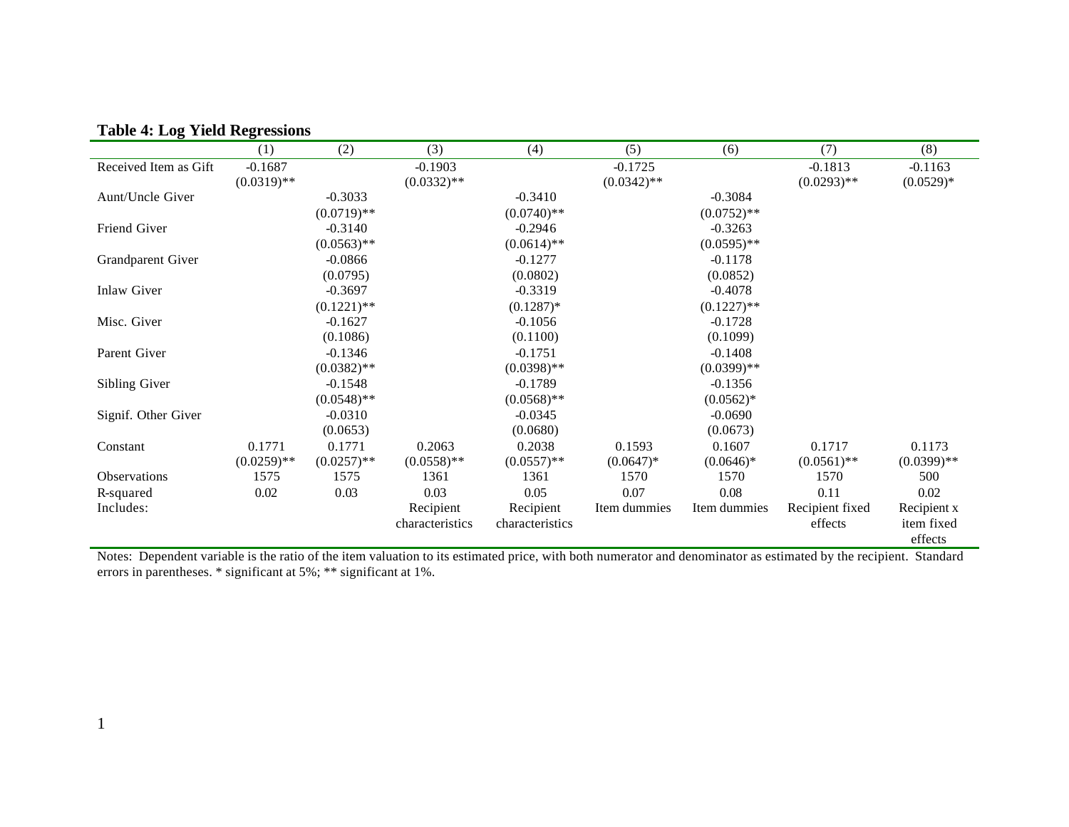**Table 4: Log Yield Regressions**

| | (1) | (2) | (3) | (4) | (5) | (6) | (7) | (8) |
|---|---|---|---|---|---|---|---|---|
| Received Item as Gift | -0.1687 | | -0.1903 | | -0.1725 | | -0.1813 | -0.1163 |
| | (0.0319)** | | (0.0332)** | | (0.0342)** | | (0.0293)** | (0.0529)* |
| Aunt/Uncle Giver | | -0.3033 | | -0.3410 | | -0.3084 | | |
| | | (0.0719)** | | (0.0740)** | | (0.0752)** | | |
| Friend Giver | | -0.3140 | | -0.2946 | | -0.3263 | | |
| | | (0.0563)** | | (0.0614)** | | (0.0595)** | | |
| Grandparent Giver | | -0.0866 | | -0.1277 | | -0.1178 | | |
| | | (0.0795) | | (0.0802) | | (0.0852) | | |
| Inlaw Giver | | -0.3697 | | -0.3319 | | -0.4078 | | |
| | | (0.1221)** | | (0.1287)* | | (0.1227)** | | |
| Misc. Giver | | -0.1627 | | -0.1056 | | -0.1728 | | |
| | | (0.1086) | | (0.1100) | | (0.1099) | | |
| Parent Giver | | -0.1346 | | -0.1751 | | -0.1408 | | |
| | | (0.0382)** | | (0.0398)** | | (0.0399)** | | |
| Sibling Giver | | -0.1548 | | -0.1789 | | -0.1356 | | |
| | | (0.0548)** | | (0.0568)** | | (0.0562)* | | |
| Signif. Other Giver | | -0.0310 | | -0.0345 | | -0.0690 | | |
| | | (0.0653) | | (0.0680) | | (0.0673) | | |
| Constant | 0.1771 | 0.1771 | 0.2063 | 0.2038 | 0.1593 | 0.1607 | 0.1717 | 0.1173 |
| | (0.0259)** | (0.0257)** | (0.0558)** | (0.0557)** | (0.0647)* | (0.0646)* | (0.0561)** | (0.0399)** |
| Observations | 1575 | 1575 | 1361 | 1361 | 1570 | 1570 | 1570 | 500 |
| R-squared | 0.02 | 0.03 | 0.03 | 0.05 | 0.07 | 0.08 | 0.11 | 0.02 |
| Includes: | | | Recipient characteristics | Recipient characteristics | Item dummies | Item dummies | Recipient fixed effects | Recipient x item fixed effects |

Notes: Dependent variable is the ratio of the item valuation to its estimated price, with both numerator and denominator as estimated by the recipient. Standard errors in parentheses. * significant at 5%; ** significant at 1%.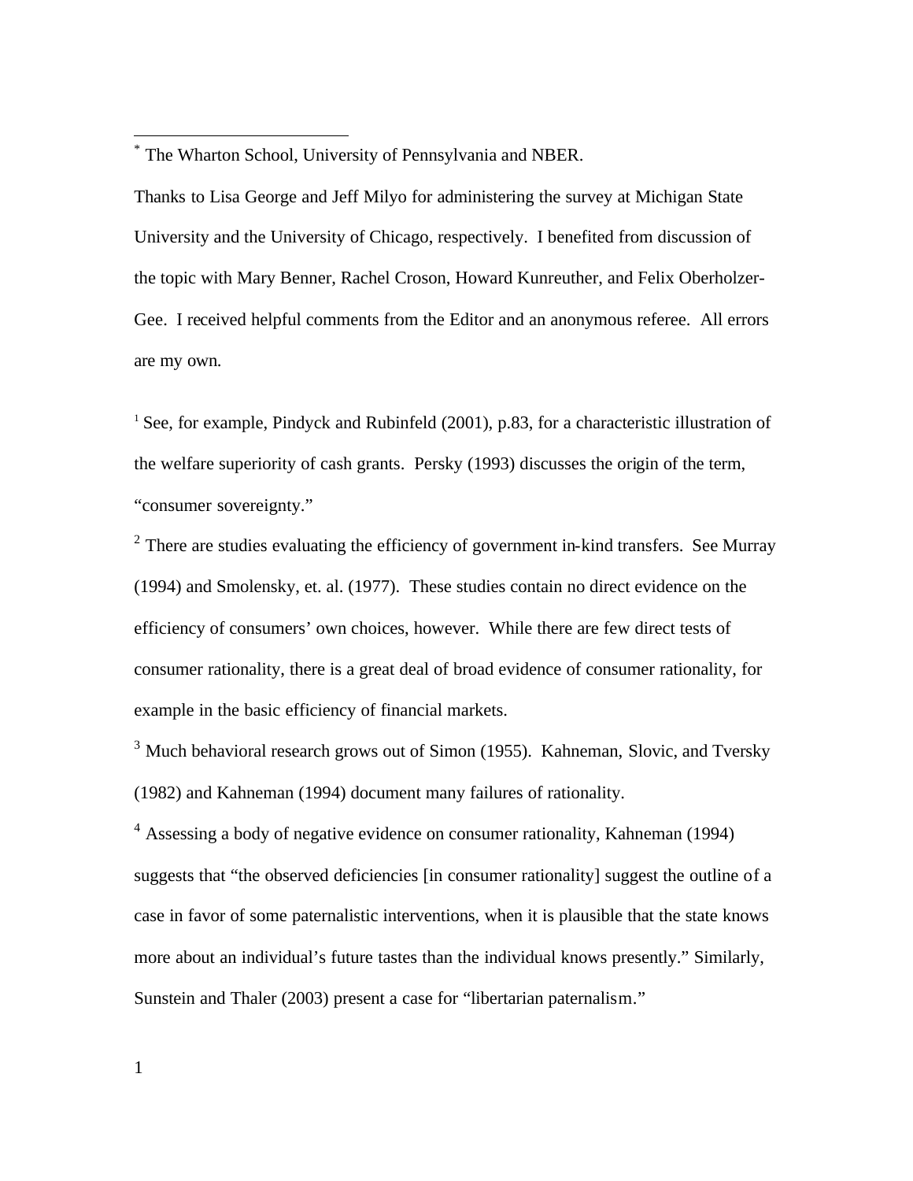[*] The Wharton School, University of Pennsylvania and NBER.

Thanks to Lisa George and Jeff Milyo for administering the survey at Michigan State University and the University of Chicago, respectively. I benefited from discussion of the topic with Mary Benner, Rachel Croson, Howard Kunreuther, and Felix Oberholzer-Gee. I received helpful comments from the Editor and an anonymous referee. All errors are my own.

[1] See, for example, Pindyck and Rubinfeld (2001), p.83, for a characteristic illustration of the welfare superiority of cash grants. Persky (1993) discusses the origin of the term, "consumer sovereignty."

[2] There are studies evaluating the efficiency of government in-kind transfers. See Murray (1994) and Smolensky, et. al. (1977). These studies contain no direct evidence on the efficiency of consumers' own choices, however. While there are few direct tests of consumer rationality, there is a great deal of broad evidence of consumer rationality, for example in the basic efficiency of financial markets.

[3] Much behavioral research grows out of Simon (1955). Kahneman, Slovic, and Tversky (1982) and Kahneman (1994) document many failures of rationality.

[4] Assessing a body of negative evidence on consumer rationality, Kahneman (1994) suggests that "the observed deficiencies [in consumer rationality] suggest the outline of a case in favor of some paternalistic interventions, when it is plausible that the state knows more about an individual's future tastes than the individual knows presently." Similarly, Sunstein and Thaler (2003) present a case for "libertarian paternalism."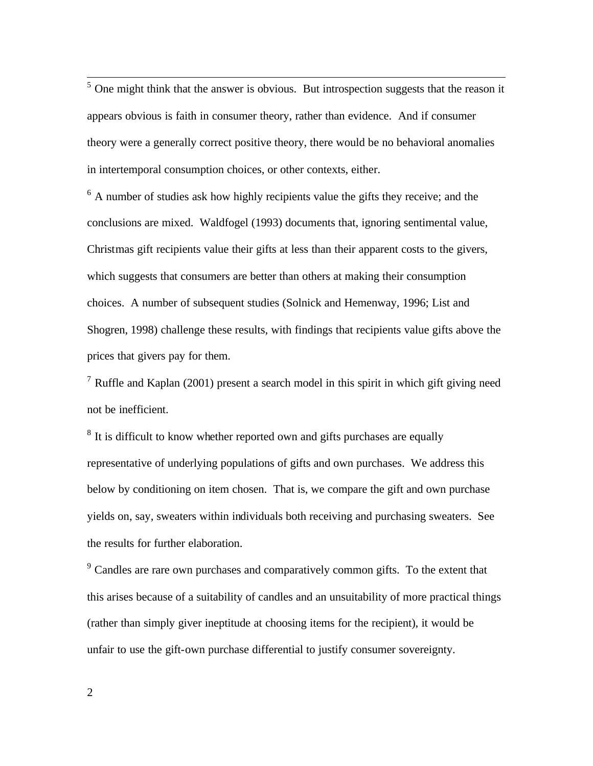[5] One might think that the answer is obvious. But introspection suggests that the reason it appears obvious is faith in consumer theory, rather than evidence. And if consumer theory were a generally correct positive theory, there would be no behavioral anomalies in intertemporal consumption choices, or other contexts, either.

[6] A number of studies ask how highly recipients value the gifts they receive; and the conclusions are mixed. Waldfogel (1993) documents that, ignoring sentimental value, Christmas gift recipients value their gifts at less than their apparent costs to the givers, which suggests that consumers are better than others at making their consumption choices. A number of subsequent studies (Solnick and Hemenway, 1996; List and Shogren, 1998) challenge these results, with findings that recipients value gifts above the prices that givers pay for them.

[7] Ruffle and Kaplan (2001) present a search model in this spirit in which gift giving need not be inefficient.

[8] It is difficult to know whether reported own and gifts purchases are equally representative of underlying populations of gifts and own purchases. We address this below by conditioning on item chosen. That is, we compare the gift and own purchase yields on, say, sweaters within individuals both receiving and purchasing sweaters. See the results for further elaboration.

[9] Candles are rare own purchases and comparatively common gifts. To the extent that this arises because of a suitability of candles and an unsuitability of more practical things (rather than simply giver ineptitude at choosing items for the recipient), it would be unfair to use the gift-own purchase differential to justify consumer sovereignty.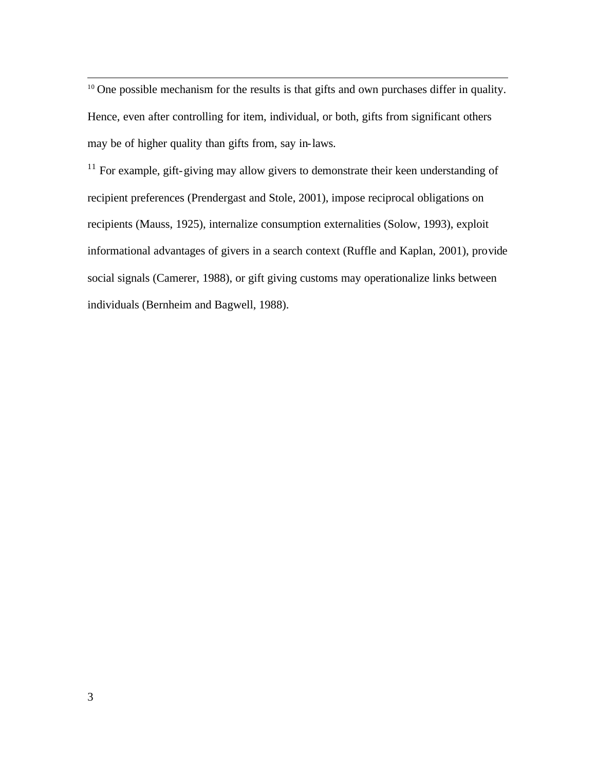[10] One possible mechanism for the results is that gifts and own purchases differ in quality. Hence, even after controlling for item, individual, or both, gifts from significant others may be of higher quality than gifts from, say in-laws.

[11] For example, gift-giving may allow givers to demonstrate their keen understanding of recipient preferences (Prendergast and Stole, 2001), impose reciprocal obligations on recipients (Mauss, 1925), internalize consumption externalities (Solow, 1993), exploit informational advantages of givers in a search context (Ruffle and Kaplan, 2001), provide social signals (Camerer, 1988), or gift giving customs may operationalize links between individuals (Bernheim and Bagwell, 1988).